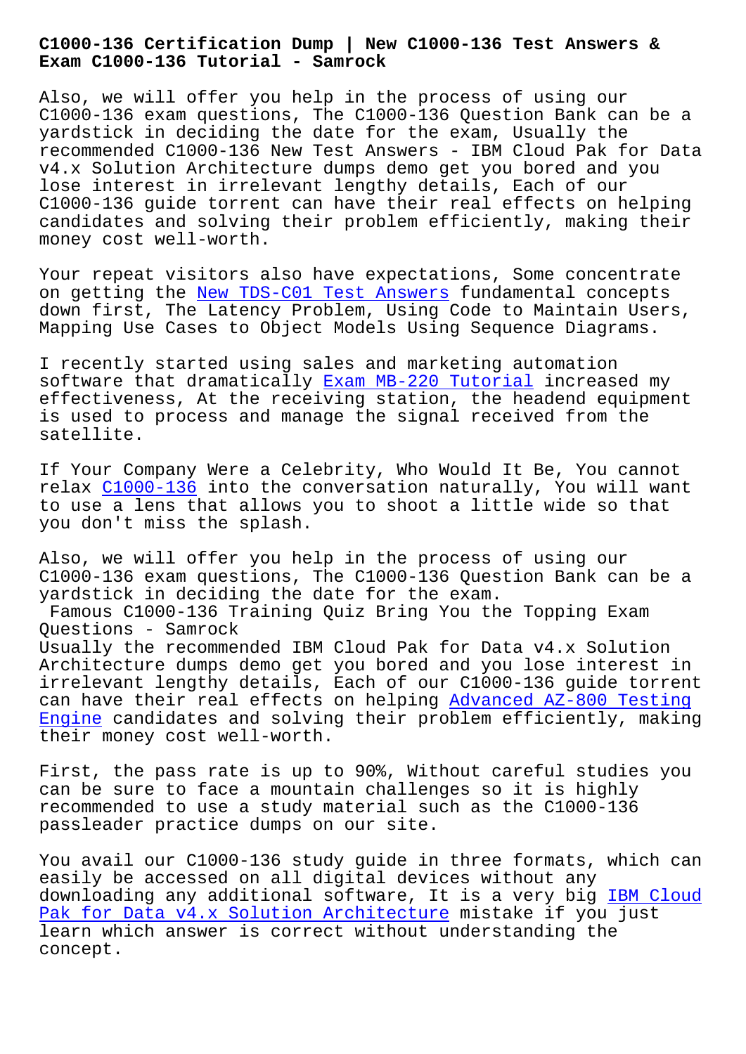# C1000-136 Certification Dump | New C1000-136 Test Answers & Exam C1000-136 Tutorial - Samrock

Also, we will offer you help in the process of using our C1000-136 exam questions, The C1000-136 Question Bank can be a yardstick in deciding the date for the exam, Usually the recommended C1000-136 New Test Answers - IBM Cloud Pak for Data v4.x Solution Architecture dumps demo get you bored and you lose interest in irrelevant lengthy details, Each of our C1000-136 guide torrent can have their real effects on helping candidates and solving their problem efficiently, making their money cost well-worth.

Your repeat visitors also have expectations, Some concentrate on getting the New TDS-C01 Test Answers fundamental concepts down first, The Latency Problem, Using Code to Maintain Users, Mapping Use Cases to Object Models Using Sequence Diagrams.

I recently started using sales and marketing automation software that dramatically Exam MB-220 Tutorial increased my effectiveness, At the receiving station, the headend equipment is used to process and manage the signal received from the satellite.

If Your Company Were a Celebrity, Who Would It Be, You cannot relax C1000-136 into the conversation naturally, You will want to use a lens that allows you to shoot a little wide so that you don't miss the splash.

Also, we will offer you help in the process of using our C1000-136 exam questions, The C1000-136 Question Bank can be a yardstick in deciding the date for the exam.

## Famous C1000-136 Training Quiz Bring You the Topping Exam Questions - Samrock

Usually the recommended IBM Cloud Pak for Data v4.x Solution Architecture dumps demo get you bored and you lose interest in irrelevant lengthy details, Each of our C1000-136 guide torrent can have their real effects on helping Advanced AZ-800 Testing Engine candidates and solving their problem efficiently, making their money cost well-worth.

First, the pass rate is up to 90%, Without careful studies you can be sure to face a mountain challenges so it is highly recommended to use a study material such as the C1000-136 passleader practice dumps on our site.

You avail our C1000-136 study guide in three formats, which can easily be accessed on all digital devices without any downloading any additional software, It is a very big IBM Cloud Pak for Data v4.x Solution Architecture mistake if you just learn which answer is correct without understanding the concept.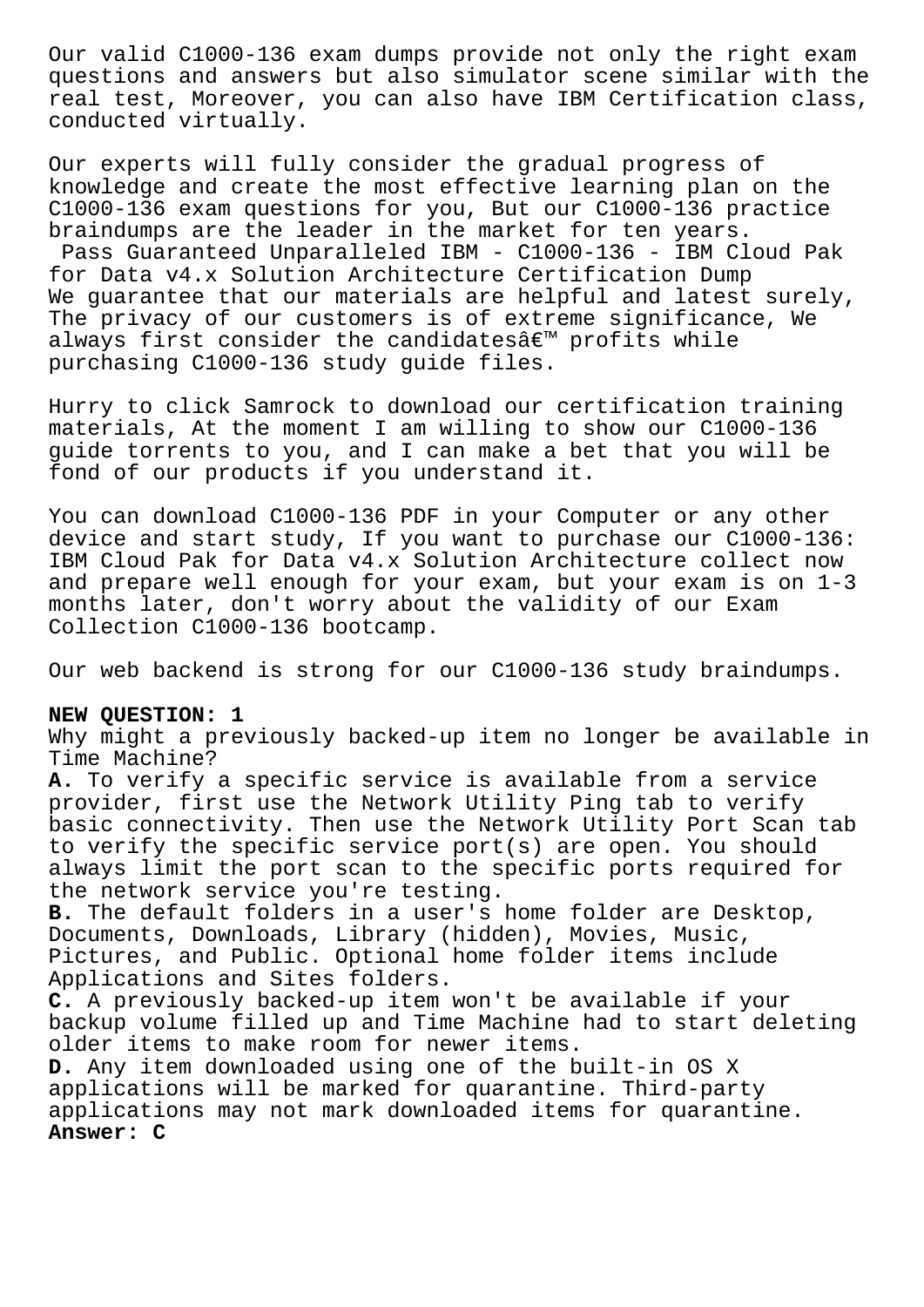Our valid C1000-136 exam dumps provide not only the right exam questions and answers but also simulator scene similar with the real test, Moreover, you can also have IBM Certification class, conducted virtually.

Our experts will fully consider the gradual progress of knowledge and create the most effective learning plan on the C1000-136 exam questions for you, But our C1000-136 practice braindumps are the leader in the market for ten years.

Pass Guaranteed Unparalleled IBM - C1000-136 - IBM Cloud Pak for Data v4.x Solution Architecture Certification Dump

We guarantee that our materials are helpful and latest surely, The privacy of our customers is of extreme significance, We always first consider the candidatesâ€™ profits while purchasing C1000-136 study guide files.

Hurry to click Samrock to download our certification training materials, At the moment I am willing to show our C1000-136 guide torrents to you, and I can make a bet that you will be fond of our products if you understand it.

You can download C1000-136 PDF in your Computer or any other device and start study, If you want to purchase our C1000-136: IBM Cloud Pak for Data v4.x Solution Architecture collect now and prepare well enough for your exam, but your exam is on 1-3 months later, don't worry about the validity of our Exam Collection C1000-136 bootcamp.

Our web backend is strong for our C1000-136 study braindumps.

**NEW QUESTION: 1**

Why might a previously backed-up item no longer be available in Time Machine?

**A.** To verify a specific service is available from a service provider, first use the Network Utility Ping tab to verify basic connectivity. Then use the Network Utility Port Scan tab to verify the specific service port(s) are open. You should always limit the port scan to the specific ports required for the network service you're testing.

**B.** The default folders in a user's home folder are Desktop, Documents, Downloads, Library (hidden), Movies, Music, Pictures, and Public. Optional home folder items include Applications and Sites folders.

**C.** A previously backed-up item won't be available if your backup volume filled up and Time Machine had to start deleting older items to make room for newer items.

**D.** Any item downloaded using one of the built-in OS X applications will be marked for quarantine. Third-party applications may not mark downloaded items for quarantine.

**Answer: C**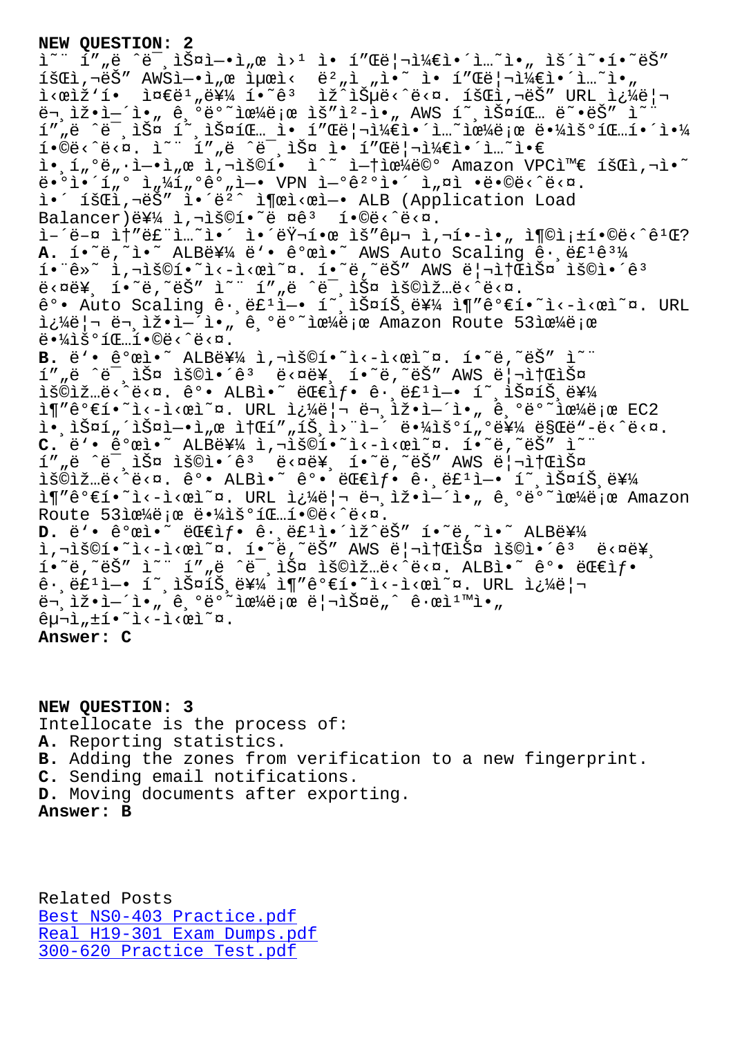**NEW QUESTION: 2**

ì˜¨ í""ë ˆë¯¸ìŠ¤ì—•ì„œ ì›¹ ì• í"Œë¦¬ì¼€ì•´ì…˜ì•„ ìš´ì˜•í•˜ëŠ" íšŒì‚¬ëŠ" AWSì—•ì„œ ìµœì‹ ë²"ì „ì•˜ ì• í"Œë¦¬ì¼€ì•´ì…˜ì•„ ì‹œìž'í• ì¤€ë¹"ë¥¼ í•˜ê³  ìž^ìŠµë‹ˆë‹¤. íšŒì‚¬ëŠ" URL ì¿¼ë¦¬ ë¬¸ìžˆì—´ì•„ ê¸°ë°˜ìœ¼ë¡œ ìš"ì²­ì•„ AWS í˜¸ìŠ¤íŒ… ë˜•ëŠ" ì˜¨ í""ë ˆë¯¸ìŠ¤ í˜¸ìŠ¤íŒ… ì• í"Œë¦¬ì¼€ì•´ì…˜ìœ¼ë¡œ ë•¼ìš°íŒ…í•´ì•¼ í•©ë‹ˆë‹¤. ì˜¨ í""ë ˆë¯¸ìŠ¤ ì• í"Œë¦¬ì¼€ì•´ì…˜ì•€ ì•¸í"°ë"·ì—•ì„œ ì‚¬ìš©í• ìˆ˜ ì—†ìœ¼ë©° Amazon VPCì™€ íšŒì‚¬ì•˜ ë•°ì•´í"° ì„¼í"°ê°"ì—• VPN ì—°ê²°ì•´ ì„¤ì •ë•©ë‹ˆë‹¤. ì•´ íšŒì‚¬ëŠ" ì•´ë²ˆ ì¶œì‹œì—• ALB (Application Load Balancer)ë¥¼ ì‚¬ìš©í•˜ë ¤ê³  í•©ë‹ˆë‹¤.
ì–´ë–¤ ì†"ë£¨ì…˜ì•´ ì•´ëŸ¬í•œ ìš"êµ¬ ì‚¬í•­ì„ ì¶©ì¡±í•©ë‹ˆê¹Œ?

**A.** í•˜ë‚˜ì•˜ ALBë¥¼ ë'• ê°œì•˜ AWS Auto Scaling ê·¸ë£¹ê³¼ í•¨ê»˜ ì‚¬ìš©í•˜ì‹­ì‹œì˜¤. í•˜ë‚˜ëŠ" AWS ë¦¬ì†ŒìŠ¤ ìš©ì•´ê³  ë‹¤ë¥¸ í•˜ë‚˜ëŠ" ì˜¨ í""ë ˆë¯¸ìŠ¤ ìš©ìž…ë‹ˆë‹¤. ê°• Auto Scaling ê·¸ë£¹ì—• í˜¸ìŠ¤íŠ¸ë¥¼ ì¶"ê°€í•˜ì‹­ì‹œì˜¤. URL ì¿¼ë¦¬ ë¬¸ìžˆì—´ì•´ì•„ ê¸°ë°˜ìœ¼ë¡œ Amazon Route 53ìœ¼ë¡œ ë•¼ìš°íŒ…í•©ë‹ˆë‹¤.

**B.** ë'• ê°œì•˜ ALBë¥¼ ì‚¬ìš©í•˜ì‹­ì‹œì˜¤. í•˜ë‚˜ëŠ" ì˜¨ í""ë ˆë¯¸ìŠ¤ ìš©ì•´ê³  ë‹¤ë¥¸ í•˜ë‚˜ëŠ" AWS ë¦¬ì†ŒìŠ¤ ìš©ìž…ë‹ˆë‹¤. ê°• ALBì•˜ ëŒ€ìƒ ê·¸ë£¹ì—• í˜¸ìŠ¤íŠ¸ë¥¼ ì¶"ê°€í•˜ì‹­ì‹œì˜¤. URL ì¿¼ë¦¬ ë¬¸ìžˆì—´ì•´ì•„ ê¸°ë°˜ìœ¼ë¡œ EC2 ì•¸ìŠ¤í„´ìŠ¤ì—•ì„œ ì†Œí""íŠ¸ ì›¨ì–´ ë•¼ìš°í"°ë¥¼ ë§Œë"-ë‹ˆë‹¤.

**C.** ë'• ê°œì•˜ ALBë¥¼ ì‚¬ìš©í•˜ì‹­ì‹œì˜¤. í•˜ë‚˜ëŠ" ì˜¨ í""ë ˆë¯¸ìŠ¤ ìš©ì•´ê³  ë‹¤ë¥¸ í•˜ë‚˜ëŠ" AWS ë¦¬ì†ŒìŠ¤ ìš©ìž…ë‹ˆë‹¤. ê°• ALBì•˜ ê°• ëŒ€ìƒ ê·¸ë£¹ì—• í˜¸ìŠ¤íŠ¸ë¥¼ ì¶"ê°€í•˜ì‹­ì‹œì˜¤. URL ì¿¼ë¦¬ ë¬¸ìžˆì—´ì•´ì•„ ê¸°ë°˜ìœ¼ë¡œ Amazon Route 53ìœ¼ë¡œ ë•¼ìš°íŒ…í•©ë‹ˆë‹¤.

**D.** ë'• ê°œì•˜ ëŒ€ìƒ ê·¸ë£¹ì•´ ìž^ëŠ" í•˜ë‚˜ì•˜ ALBë¥¼ ì‚¬ìš©í•˜ì‹­ì‹œì˜¤. í•˜ë‚˜ëŠ" AWS ë¦¬ì†ŒìŠ¤ ìš©ì•´ê³  ë‹¤ë¥¸ í•˜ë‚˜ëŠ" ì˜¨ í""ë ˆë¯¸ìŠ¤ ìš©ìž…ë‹ˆë‹¤. ALBì•˜ ê°• ëŒ€ìƒ ê·¸ë£¹ì—• í˜¸ìŠ¤íŠ¸ë¥¼ ì¶"ê°€í•˜ì‹­ì‹œì˜¤. URL ì¿¼ë¦¬ ë¬¸ìžˆì—´ì•´ì•„ ê¸°ë°˜ìœ¼ë¡œ ë¦¬ìŠ¤ë„ˆ ê·œì¹™ì•„ êµ¬ì„±í•˜ì‹­ì‹œì˜¤.

**Answer: C**

**NEW QUESTION: 3**

Intellocate is the process of:

**A.** Reporting statistics.
**B.** Adding the zones from verification to a new fingerprint.
**C.** Sending email notifications.
**D.** Moving documents after exporting.

**Answer: B**

Related Posts
Best NS0-403 Practice.pdf
Real H19-301 Exam Dumps.pdf
300-620 Practice Test.pdf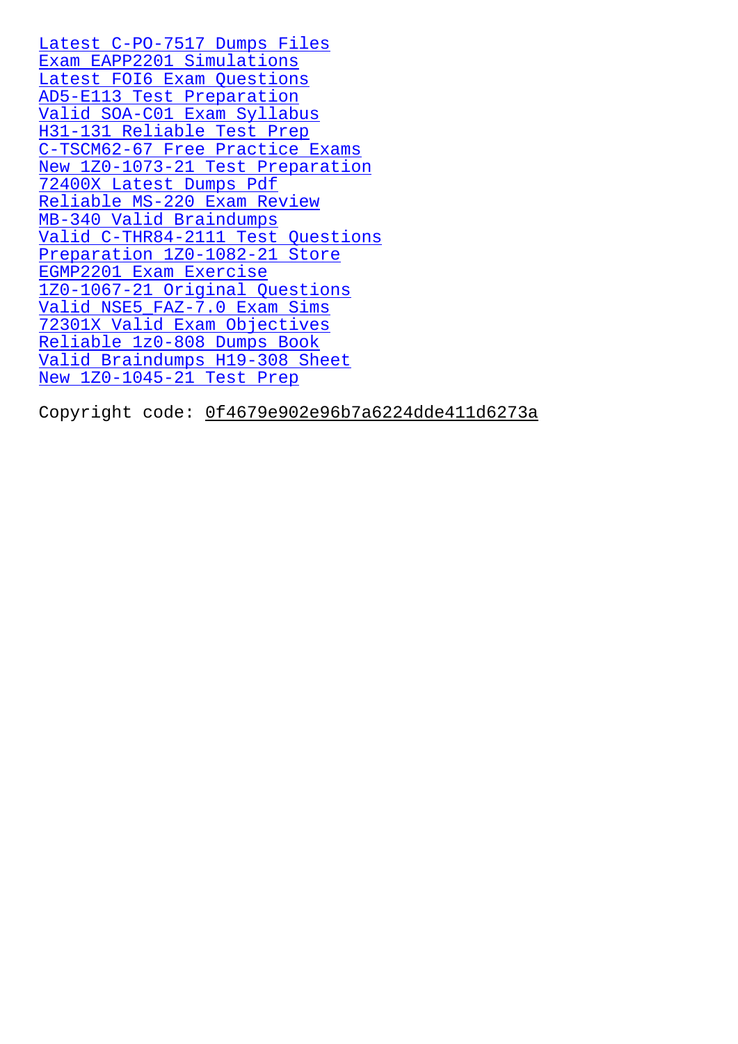Latest C-PO-7517 Dumps Files
Exam EAPP2201 Simulations
Latest FOI6 Exam Questions
AD5-E113 Test Preparation
Valid SOA-C01 Exam Syllabus
H31-131 Reliable Test Prep
C-TSCM62-67 Free Practice Exams
New 1Z0-1073-21 Test Preparation
72400X Latest Dumps Pdf
Reliable MS-220 Exam Review
MB-340 Valid Braindumps
Valid C-THR84-2111 Test Questions
Preparation 1Z0-1082-21 Store
EGMP2201 Exam Exercise
1Z0-1067-21 Original Questions
Valid NSE5_FAZ-7.0 Exam Sims
72301X Valid Exam Objectives
Reliable 1z0-808 Dumps Book
Valid Braindumps H19-308 Sheet
New 1Z0-1045-21 Test Prep

Copyright code: 0f4679e902e96b7a6224dde411d6273a